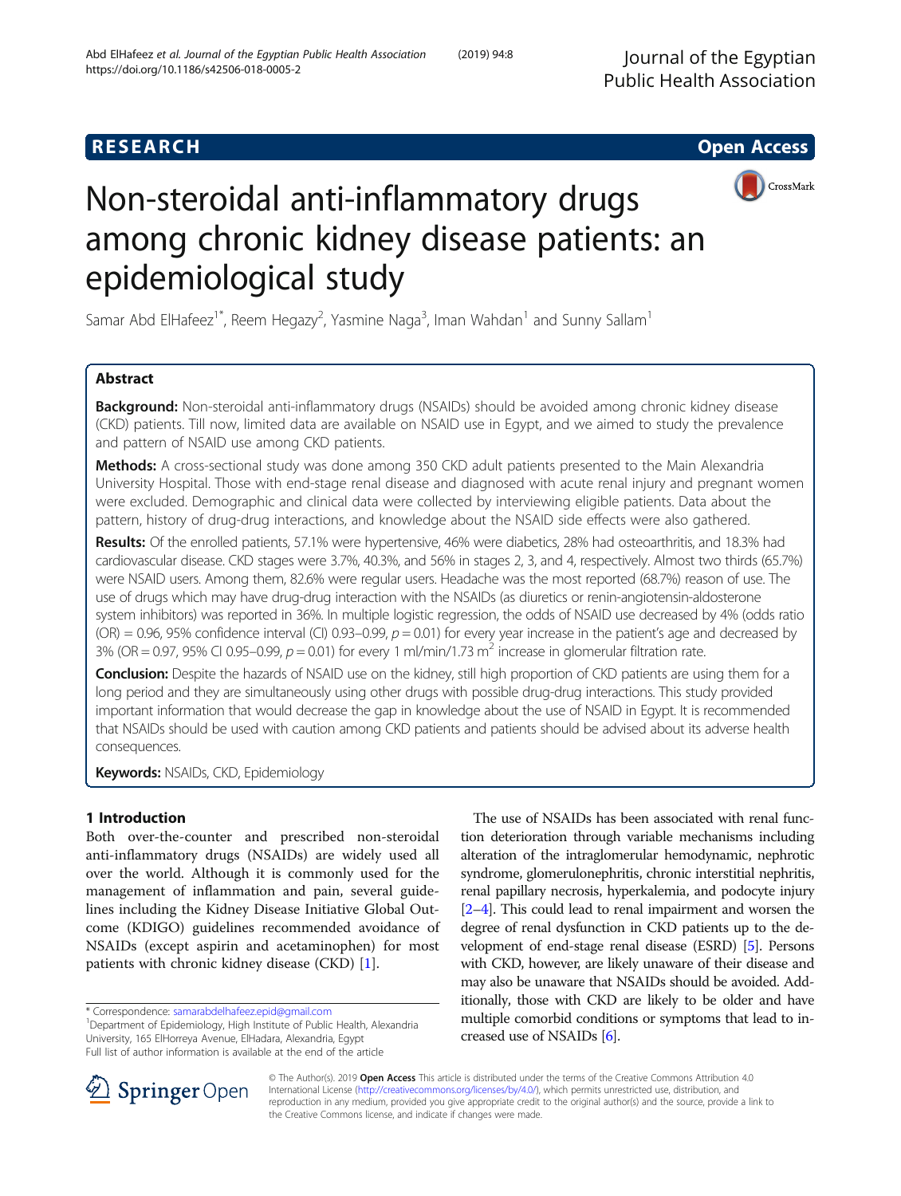**RESEARCH** **Open Access**

# Non-steroidal anti-inflammatory drugs among chronic kidney disease patients: an epidemiological study

Samar Abd ElHafeez[1*], Reem Hegazy[2], Yasmine Naga[3], Iman Wahdan[1] and Sunny Sallam[1]

## Abstract

**Background:** Non-steroidal anti-inflammatory drugs (NSAIDs) should be avoided among chronic kidney disease (CKD) patients. Till now, limited data are available on NSAID use in Egypt, and we aimed to study the prevalence and pattern of NSAID use among CKD patients.

**Methods:** A cross-sectional study was done among 350 CKD adult patients presented to the Main Alexandria University Hospital. Those with end-stage renal disease and diagnosed with acute renal injury and pregnant women were excluded. Demographic and clinical data were collected by interviewing eligible patients. Data about the pattern, history of drug-drug interactions, and knowledge about the NSAID side effects were also gathered.

**Results:** Of the enrolled patients, 57.1% were hypertensive, 46% were diabetics, 28% had osteoarthritis, and 18.3% had cardiovascular disease. CKD stages were 3.7%, 40.3%, and 56% in stages 2, 3, and 4, respectively. Almost two thirds (65.7%) were NSAID users. Among them, 82.6% were regular users. Headache was the most reported (68.7%) reason of use. The use of drugs which may have drug-drug interaction with the NSAIDs (as diuretics or renin-angiotensin-aldosterone system inhibitors) was reported in 36%. In multiple logistic regression, the odds of NSAID use decreased by 4% (odds ratio (OR) = 0.96, 95% confidence interval (CI) 0.93–0.99, $p = 0.01$) for every year increase in the patient's age and decreased by 3% (OR = 0.97, 95% CI 0.95–0.99, $p = 0.01$) for every 1 ml/min/1.73 $m^2$ increase in glomerular filtration rate.

**Conclusion:** Despite the hazards of NSAID use on the kidney, still high proportion of CKD patients are using them for a long period and they are simultaneously using other drugs with possible drug-drug interactions. This study provided important information that would decrease the gap in knowledge about the use of NSAID in Egypt. It is recommended that NSAIDs should be used with caution among CKD patients and patients should be advised about its adverse health consequences.

**Keywords:** NSAIDs, CKD, Epidemiology

## 1 Introduction

Both over-the-counter and prescribed non-steroidal anti-inflammatory drugs (NSAIDs) are widely used all over the world. Although it is commonly used for the management of inflammation and pain, several guidelines including the Kidney Disease Initiative Global Outcome (KDIGO) guidelines recommended avoidance of NSAIDs (except aspirin and acetaminophen) for most patients with chronic kidney disease (CKD) [1].

The use of NSAIDs has been associated with renal function deterioration through variable mechanisms including alteration of the intraglomerular hemodynamic, nephrotic syndrome, glomerulonephritis, chronic interstitial nephritis, renal papillary necrosis, hyperkalemia, and podocyte injury [2–4]. This could lead to renal impairment and worsen the degree of renal dysfunction in CKD patients up to the development of end-stage renal disease (ESRD) [5]. Persons with CKD, however, are likely unaware of their disease and may also be unaware that NSAIDs should be avoided. Additionally, those with CKD are likely to be older and have multiple comorbid conditions or symptoms that lead to increased use of NSAIDs [6].

* Correspondence: samarabdelhafeez.epid@gmail.com
[1]Department of Epidemiology, High Institute of Public Health, Alexandria University, 165 ElHorreya Avenue, ElHadara, Alexandria, Egypt
Full list of author information is available at the end of the article

© The Author(s). 2019 **Open Access** This article is distributed under the terms of the Creative Commons Attribution 4.0 International License (http://creativecommons.org/licenses/by/4.0/), which permits unrestricted use, distribution, and reproduction in any medium, provided you give appropriate credit to the original author(s) and the source, provide a link to the Creative Commons license, and indicate if changes were made.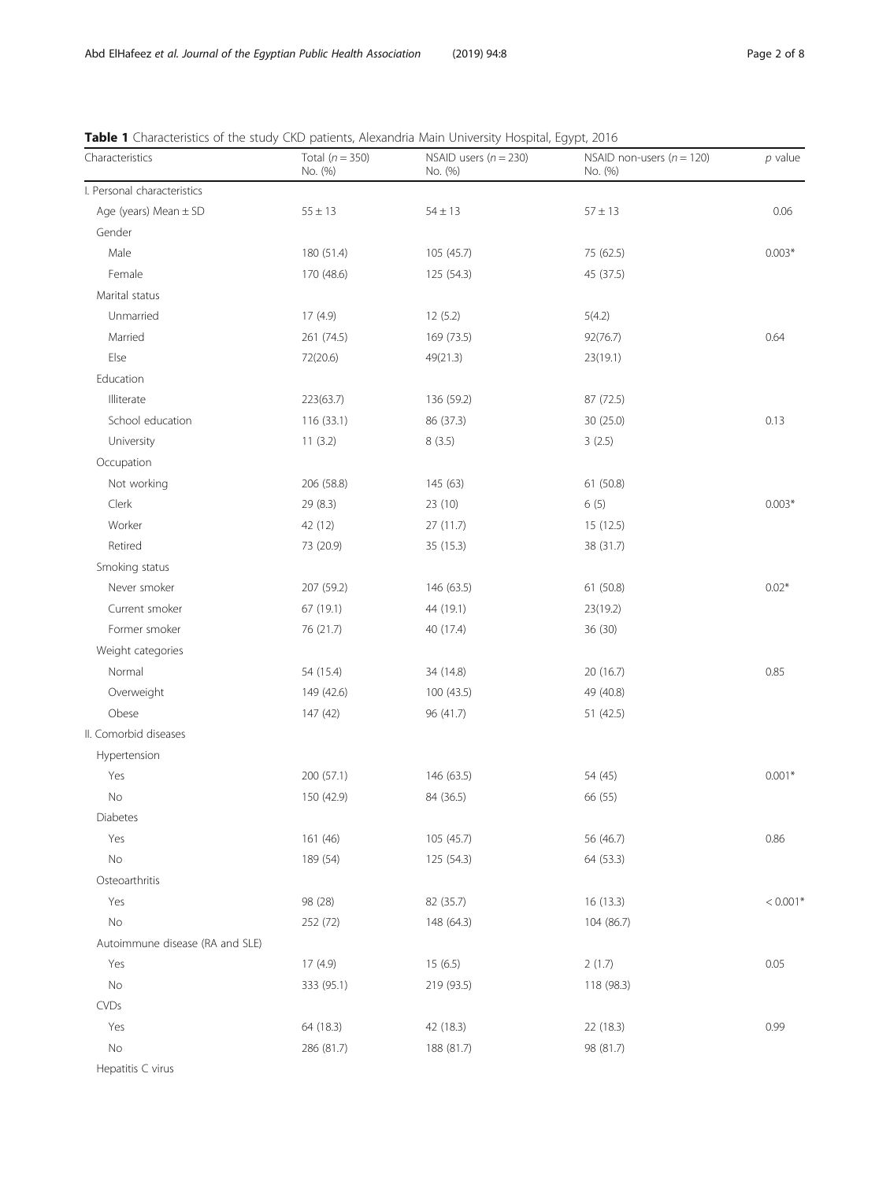**Table 1** Characteristics of the study CKD patients, Alexandria Main University Hospital, Egypt, 2016

| Characteristics | Total (*n* = 350) No. (%) | NSAID users (*n* = 230) No. (%) | NSAID non-users (*n* = 120) No. (%) | *p* value |
|---|---|---|---|---|
| I. Personal characteristics | | | | |
| Age (years) Mean ± SD | 55 ± 13 | 54 ± 13 | 57 ± 13 | 0.06 |
| Gender | | | | |
| Male | 180 (51.4) | 105 (45.7) | 75 (62.5) | 0.003* |
| Female | 170 (48.6) | 125 (54.3) | 45 (37.5) | |
| Marital status | | | | |
| Unmarried | 17 (4.9) | 12 (5.2) | 5(4.2) | |
| Married | 261 (74.5) | 169 (73.5) | 92(76.7) | 0.64 |
| Else | 72(20.6) | 49(21.3) | 23(19.1) | |
| Education | | | | |
| Illiterate | 223(63.7) | 136 (59.2) | 87 (72.5) | |
| School education | 116 (33.1) | 86 (37.3) | 30 (25.0) | 0.13 |
| University | 11 (3.2) | 8 (3.5) | 3 (2.5) | |
| Occupation | | | | |
| Not working | 206 (58.8) | 145 (63) | 61 (50.8) | |
| Clerk | 29 (8.3) | 23 (10) | 6 (5) | 0.003* |
| Worker | 42 (12) | 27 (11.7) | 15 (12.5) | |
| Retired | 73 (20.9) | 35 (15.3) | 38 (31.7) | |
| Smoking status | | | | |
| Never smoker | 207 (59.2) | 146 (63.5) | 61 (50.8) | 0.02* |
| Current smoker | 67 (19.1) | 44 (19.1) | 23(19.2) | |
| Former smoker | 76 (21.7) | 40 (17.4) | 36 (30) | |
| Weight categories | | | | |
| Normal | 54 (15.4) | 34 (14.8) | 20 (16.7) | 0.85 |
| Overweight | 149 (42.6) | 100 (43.5) | 49 (40.8) | |
| Obese | 147 (42) | 96 (41.7) | 51 (42.5) | |
| II. Comorbid diseases | | | | |
| Hypertension | | | | |
| Yes | 200 (57.1) | 146 (63.5) | 54 (45) | 0.001* |
| No | 150 (42.9) | 84 (36.5) | 66 (55) | |
| Diabetes | | | | |
| Yes | 161 (46) | 105 (45.7) | 56 (46.7) | 0.86 |
| No | 189 (54) | 125 (54.3) | 64 (53.3) | |
| Osteoarthritis | | | | |
| Yes | 98 (28) | 82 (35.7) | 16 (13.3) | < 0.001* |
| No | 252 (72) | 148 (64.3) | 104 (86.7) | |
| Autoimmune disease (RA and SLE) | | | | |
| Yes | 17 (4.9) | 15 (6.5) | 2 (1.7) | 0.05 |
| No | 333 (95.1) | 219 (93.5) | 118 (98.3) | |
| CVDs | | | | |
| Yes | 64 (18.3) | 42 (18.3) | 22 (18.3) | 0.99 |
| No | 286 (81.7) | 188 (81.7) | 98 (81.7) | |
| Hepatitis C virus | | | | |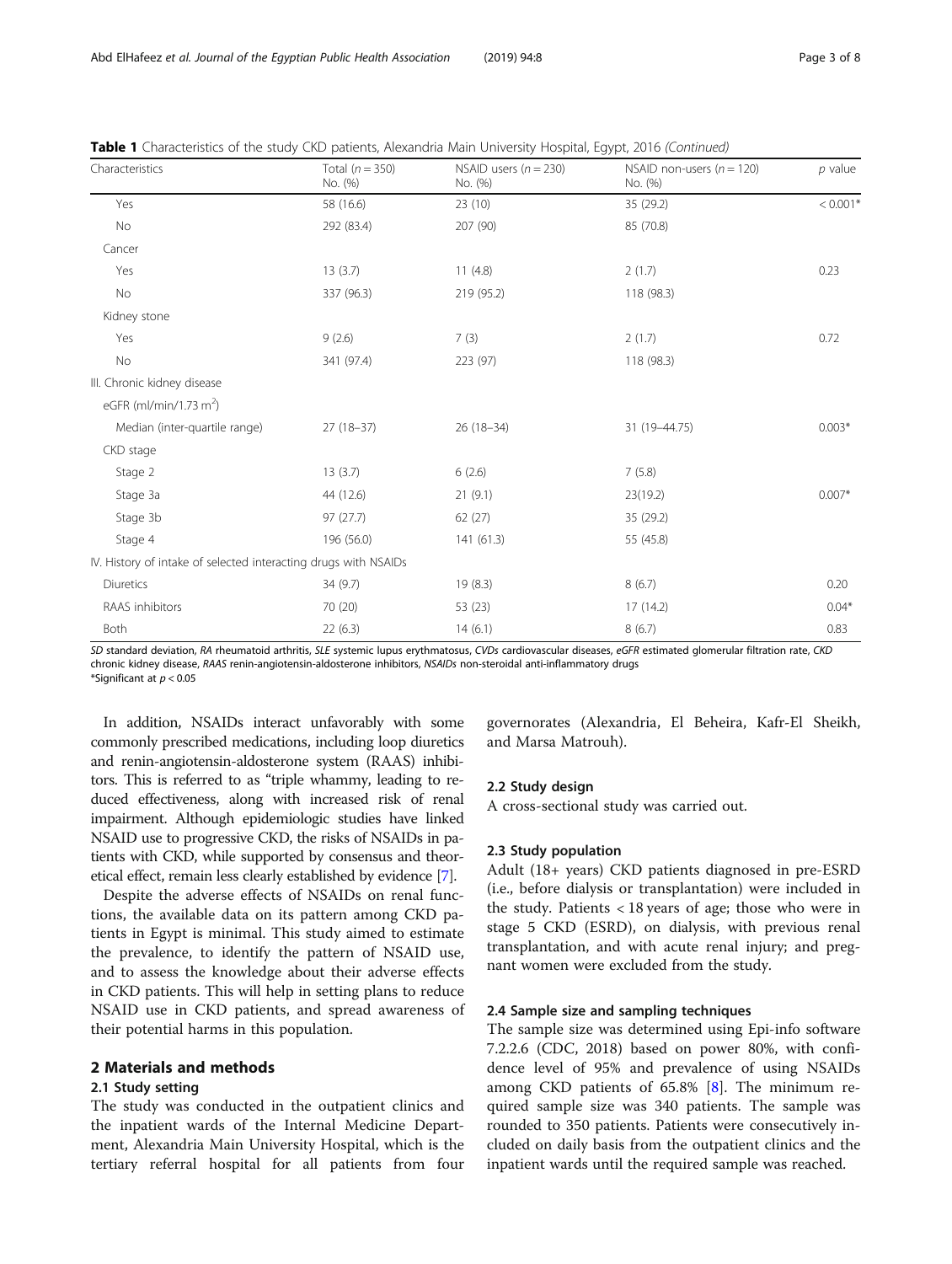**Table 1** Characteristics of the study CKD patients, Alexandria Main University Hospital, Egypt, 2016 *(Continued)*

| Characteristics | Total (*n* = 350) No. (%) | NSAID users (*n* = 230) No. (%) | NSAID non-users (*n* = 120) No. (%) | *p* value |
|---|---|---|---|---|
| Yes | 58 (16.6) | 23 (10) | 35 (29.2) | < 0.001* |
| No | 292 (83.4) | 207 (90) | 85 (70.8) | |
| Cancer | | | | |
| Yes | 13 (3.7) | 11 (4.8) | 2 (1.7) | 0.23 |
| No | 337 (96.3) | 219 (95.2) | 118 (98.3) | |
| Kidney stone | | | | |
| Yes | 9 (2.6) | 7 (3) | 2 (1.7) | 0.72 |
| No | 341 (97.4) | 223 (97) | 118 (98.3) | |
| III. Chronic kidney disease | | | | |
| eGFR (ml/min/1.73 m$^2$) | | | | |
| Median (inter-quartile range) | 27 (18–37) | 26 (18–34) | 31 (19–44.75) | 0.003* |
| CKD stage | | | | |
| Stage 2 | 13 (3.7) | 6 (2.6) | 7 (5.8) | |
| Stage 3a | 44 (12.6) | 21 (9.1) | 23(19.2) | 0.007* |
| Stage 3b | 97 (27.7) | 62 (27) | 35 (29.2) | |
| Stage 4 | 196 (56.0) | 141 (61.3) | 55 (45.8) | |
| IV. History of intake of selected interacting drugs with NSAIDs | | | | |
| Diuretics | 34 (9.7) | 19 (8.3) | 8 (6.7) | 0.20 |
| RAAS inhibitors | 70 (20) | 53 (23) | 17 (14.2) | 0.04* |
| Both | 22 (6.3) | 14 (6.1) | 8 (6.7) | 0.83 |

*SD* standard deviation, *RA* rheumatoid arthritis, *SLE* systemic lupus erythmatosus, *CVDs* cardiovascular diseases, *eGFR* estimated glomerular filtration rate, *CKD* chronic kidney disease, *RAAS* renin-angiotensin-aldosterone inhibitors, *NSAIDs* non-steroidal anti-inflammatory drugs
*Significant at $p < 0.05$

In addition, NSAIDs interact unfavorably with some commonly prescribed medications, including loop diuretics and renin-angiotensin-aldosterone system (RAAS) inhibitors. This is referred to as "triple whammy, leading to reduced effectiveness, along with increased risk of renal impairment. Although epidemiologic studies have linked NSAID use to progressive CKD, the risks of NSAIDs in patients with CKD, while supported by consensus and theoretical effect, remain less clearly established by evidence [7].

Despite the adverse effects of NSAIDs on renal functions, the available data on its pattern among CKD patients in Egypt is minimal. This study aimed to estimate the prevalence, to identify the pattern of NSAID use, and to assess the knowledge about their adverse effects in CKD patients. This will help in setting plans to reduce NSAID use in CKD patients, and spread awareness of their potential harms in this population.

## 2 Materials and methods

### 2.1 Study setting

The study was conducted in the outpatient clinics and the inpatient wards of the Internal Medicine Department, Alexandria Main University Hospital, which is the tertiary referral hospital for all patients from four governorates (Alexandria, El Beheira, Kafr-El Sheikh, and Marsa Matrouh).

### 2.2 Study design

A cross-sectional study was carried out.

### 2.3 Study population

Adult (18+ years) CKD patients diagnosed in pre-ESRD (i.e., before dialysis or transplantation) were included in the study. Patients < 18 years of age; those who were in stage 5 CKD (ESRD), on dialysis, with previous renal transplantation, and with acute renal injury; and pregnant women were excluded from the study.

### 2.4 Sample size and sampling techniques

The sample size was determined using Epi-info software 7.2.2.6 (CDC, 2018) based on power 80%, with confidence level of 95% and prevalence of using NSAIDs among CKD patients of 65.8% [8]. The minimum required sample size was 340 patients. The sample was rounded to 350 patients. Patients were consecutively included on daily basis from the outpatient clinics and the inpatient wards until the required sample was reached.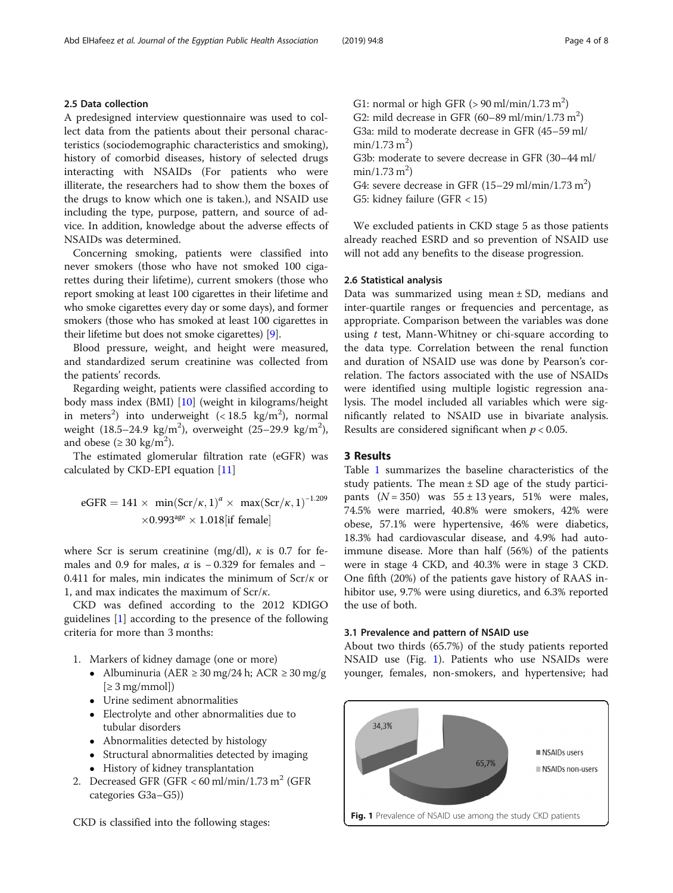### 2.5 Data collection

A predesigned interview questionnaire was used to collect data from the patients about their personal characteristics (sociodemographic characteristics and smoking), history of comorbid diseases, history of selected drugs interacting with NSAIDs (For patients who were illiterate, the researchers had to show them the boxes of the drugs to know which one is taken.), and NSAID use including the type, purpose, pattern, and source of advice. In addition, knowledge about the adverse effects of NSAIDs was determined.

Concerning smoking, patients were classified into never smokers (those who have not smoked 100 cigarettes during their lifetime), current smokers (those who report smoking at least 100 cigarettes in their lifetime and who smoke cigarettes every day or some days), and former smokers (those who has smoked at least 100 cigarettes in their lifetime but does not smoke cigarettes) [9].

Blood pressure, weight, and height were measured, and standardized serum creatinine was collected from the patients' records.

Regarding weight, patients were classified according to body mass index (BMI) [10] (weight in kilograms/height in meters$^2$) into underweight ($< 18.5$ kg/m$^2$), normal weight ($18.5$–$24.9$ kg/m$^2$), overweight ($25$–$29.9$ kg/m$^2$), and obese ($\geq 30$ kg/m$^2$).

The estimated glomerular filtration rate (eGFR) was calculated by CKD-EPI equation [11]

$$\text{eGFR} = 141 \times \min(\text{Scr}/\kappa, 1)^{\alpha} \times \max(\text{Scr}/\kappa, 1)^{-1.209} \times 0.993^{\text{age}} \times 1.018[\text{if female}]$$

where Scr is serum creatinine (mg/dl), $\kappa$ is 0.7 for females and 0.9 for males, $\alpha$ is $-0.329$ for females and $-0.411$ for males, min indicates the minimum of Scr/$\kappa$ or 1, and max indicates the maximum of Scr/$\kappa$.

CKD was defined according to the 2012 KDIGO guidelines [1] according to the presence of the following criteria for more than 3 months:

1. Markers of kidney damage (one or more)
   - Albuminuria (AER $\geq 30$ mg/24 h; ACR $\geq 30$ mg/g [$\geq 3$ mg/mmol])
   - Urine sediment abnormalities
   - Electrolyte and other abnormalities due to tubular disorders
   - Abnormalities detected by histology
   - Structural abnormalities detected by imaging
   - History of kidney transplantation
2. Decreased GFR (GFR $< 60$ ml/min/1.73 m$^2$ (GFR categories G3a–G5))

CKD is classified into the following stages:

G1: normal or high GFR ($> 90$ ml/min/1.73 m$^2$)
G2: mild decrease in GFR (60–89 ml/min/1.73 m$^2$)
G3a: mild to moderate decrease in GFR (45–59 ml/min/1.73 m$^2$)
G3b: moderate to severe decrease in GFR (30–44 ml/min/1.73 m$^2$)
G4: severe decrease in GFR (15–29 ml/min/1.73 m$^2$)
G5: kidney failure (GFR $< 15$)

We excluded patients in CKD stage 5 as those patients already reached ESRD and so prevention of NSAID use will not add any benefits to the disease progression.

### 2.6 Statistical analysis

Data was summarized using mean ± SD, medians and inter-quartile ranges or frequencies and percentage, as appropriate. Comparison between the variables was done using $t$ test, Mann-Whitney or chi-square according to the data type. Correlation between the renal function and duration of NSAID use was done by Pearson's correlation. The factors associated with the use of NSAIDs were identified using multiple logistic regression analysis. The model included all variables which were significantly related to NSAID use in bivariate analysis. Results are considered significant when $p < 0.05$.

## 3 Results

Table 1 summarizes the baseline characteristics of the study patients. The mean ± SD age of the study participants ($N = 350$) was $55 \pm 13$ years, 51% were males, 74.5% were married, 40.8% were smokers, 42% were obese, 57.1% were hypertensive, 46% were diabetics, 18.3% had cardiovascular disease, and 4.9% had autoimmune disease. More than half (56%) of the patients were in stage 4 CKD, and 40.3% were in stage 3 CKD. One fifth (20%) of the patients gave history of RAAS inhibitor use, 9.7% were using diuretics, and 6.3% reported the use of both.

### 3.1 Prevalence and pattern of NSAID use

About two thirds (65.7%) of the study patients reported NSAID use (Fig. 1). Patients who use NSAIDs were younger, females, non-smokers, and hypertensive; had

**Fig. 1** Prevalence of NSAID use among the study CKD patients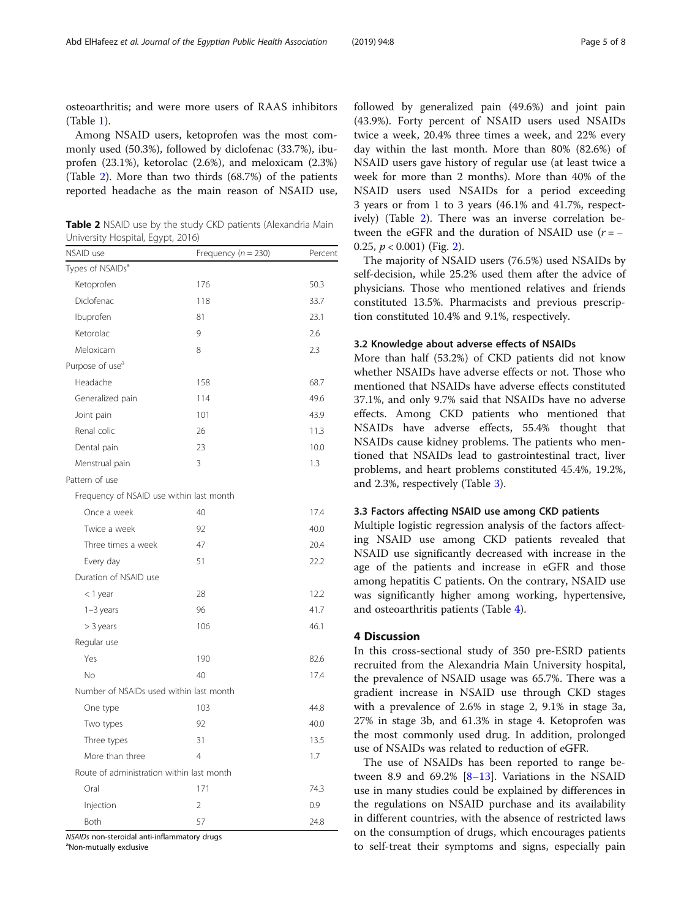osteoarthritis; and were more users of RAAS inhibitors (Table 1).

Among NSAID users, ketoprofen was the most commonly used (50.3%), followed by diclofenac (33.7%), ibuprofen (23.1%), ketorolac (2.6%), and meloxicam (2.3%) (Table 2). More than two thirds (68.7%) of the patients reported headache as the main reason of NSAID use, followed by generalized pain (49.6%) and joint pain (43.9%). Forty percent of NSAID users used NSAIDs twice a week, 20.4% three times a week, and 22% every day within the last month. More than 80% (82.6%) of NSAID users gave history of regular use (at least twice a week for more than 2 months). More than 40% of the NSAID users used NSAIDs for a period exceeding 3 years or from 1 to 3 years (46.1% and 41.7%, respectively) (Table 2). There was an inverse correlation between the eGFR and the duration of NSAID use ($r = -0.25$, $p < 0.001$) (Fig. 2).

**Table 2** NSAID use by the study CKD patients (Alexandria Main University Hospital, Egypt, 2016)

| NSAID use | Frequency ($n = 230$) | Percent |
|---|---|---|
| Types of NSAIDs[a] | | |
| Ketoprofen | 176 | 50.3 |
| Diclofenac | 118 | 33.7 |
| Ibuprofen | 81 | 23.1 |
| Ketorolac | 9 | 2.6 |
| Meloxicam | 8 | 2.3 |
| Purpose of use[a] | | |
| Headache | 158 | 68.7 |
| Generalized pain | 114 | 49.6 |
| Joint pain | 101 | 43.9 |
| Renal colic | 26 | 11.3 |
| Dental pain | 23 | 10.0 |
| Menstrual pain | 3 | 1.3 |
| Pattern of use | | |
| Frequency of NSAID use within last month | | |
| Once a week | 40 | 17.4 |
| Twice a week | 92 | 40.0 |
| Three times a week | 47 | 20.4 |
| Every day | 51 | 22.2 |
| Duration of NSAID use | | |
| < 1 year | 28 | 12.2 |
| 1–3 years | 96 | 41.7 |
| > 3 years | 106 | 46.1 |
| Regular use | | |
| Yes | 190 | 82.6 |
| No | 40 | 17.4 |
| Number of NSAIDs used within last month | | |
| One type | 103 | 44.8 |
| Two types | 92 | 40.0 |
| Three types | 31 | 13.5 |
| More than three | 4 | 1.7 |
| Route of administration within last month | | |
| Oral | 171 | 74.3 |
| Injection | 2 | 0.9 |
| Both | 57 | 24.8 |

*NSAIDs* non-steroidal anti-inflammatory drugs
[a]Non-mutually exclusive

The majority of NSAID users (76.5%) used NSAIDs by self-decision, while 25.2% used them after the advice of physicians. Those who mentioned relatives and friends constituted 13.5%. Pharmacists and previous prescription constituted 10.4% and 9.1%, respectively.

### 3.2 Knowledge about adverse effects of NSAIDs

More than half (53.2%) of CKD patients did not know whether NSAIDs have adverse effects or not. Those who mentioned that NSAIDs have adverse effects constituted 37.1%, and only 9.7% said that NSAIDs have no adverse effects. Among CKD patients who mentioned that NSAIDs have adverse effects, 55.4% thought that NSAIDs cause kidney problems. The patients who mentioned that NSAIDs lead to gastrointestinal tract, liver problems, and heart problems constituted 45.4%, 19.2%, and 2.3%, respectively (Table 3).

### 3.3 Factors affecting NSAID use among CKD patients

Multiple logistic regression analysis of the factors affecting NSAID use among CKD patients revealed that NSAID use significantly decreased with increase in the age of the patients and increase in eGFR and those among hepatitis C patients. On the contrary, NSAID use was significantly higher among working, hypertensive, and osteoarthritis patients (Table 4).

## 4 Discussion

In this cross-sectional study of 350 pre-ESRD patients recruited from the Alexandria Main University hospital, the prevalence of NSAID usage was 65.7%. There was a gradient increase in NSAID use through CKD stages with a prevalence of 2.6% in stage 2, 9.1% in stage 3a, 27% in stage 3b, and 61.3% in stage 4. Ketoprofen was the most commonly used drug. In addition, prolonged use of NSAIDs was related to reduction of eGFR.

The use of NSAIDs has been reported to range between 8.9 and 69.2% [8–13]. Variations in the NSAID use in many studies could be explained by differences in the regulations on NSAID purchase and its availability in different countries, with the absence of restricted laws on the consumption of drugs, which encourages patients to self-treat their symptoms and signs, especially pain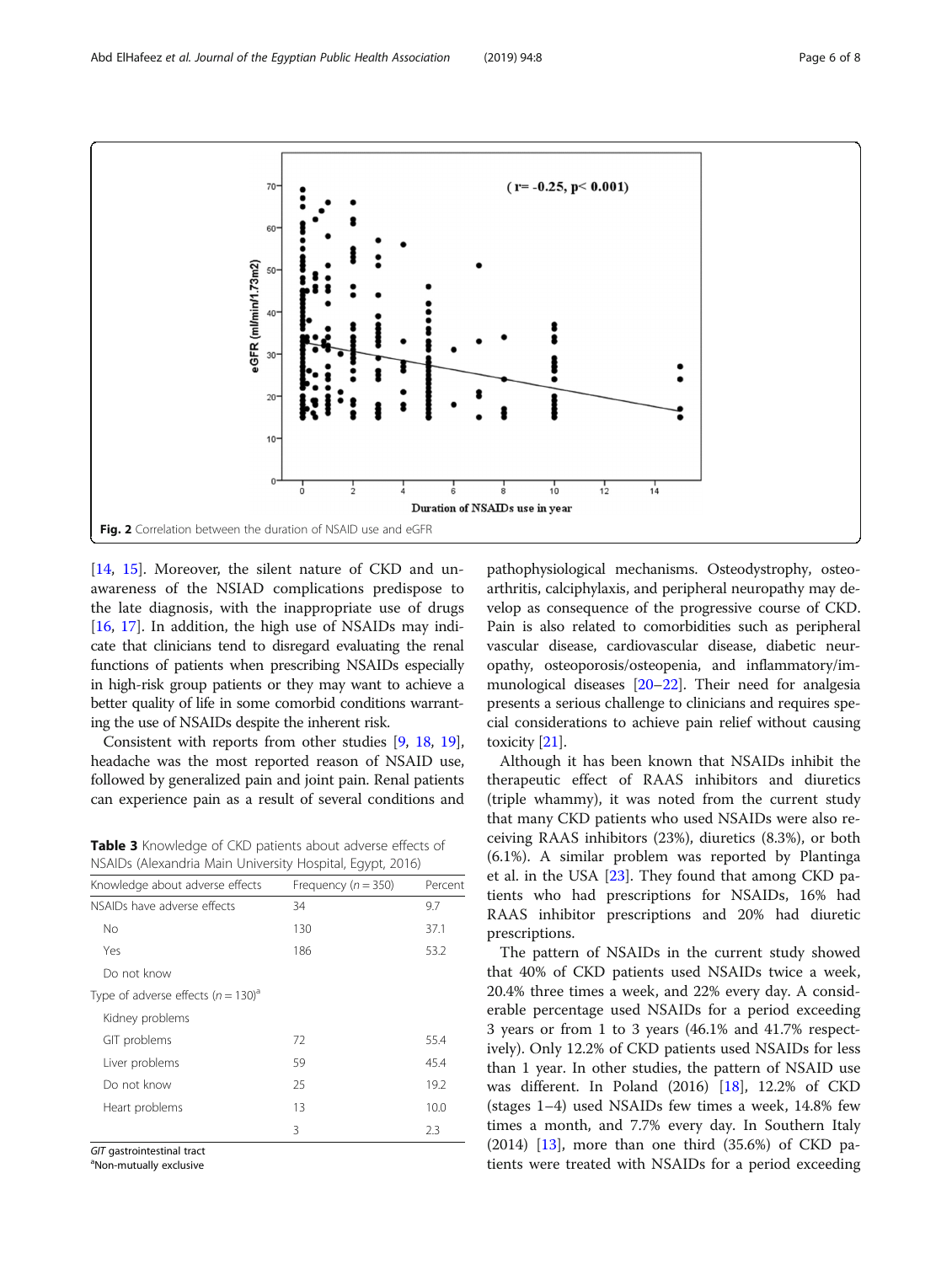**Fig. 2** Correlation between the duration of NSAID use and eGFR

[14, 15]. Moreover, the silent nature of CKD and unawareness of the NSIAD complications predispose to the late diagnosis, with the inappropriate use of drugs [16, 17]. In addition, the high use of NSAIDs may indicate that clinicians tend to disregard evaluating the renal functions of patients when prescribing NSAIDs especially in high-risk group patients or they may want to achieve a better quality of life in some comorbid conditions warranting the use of NSAIDs despite the inherent risk.

Consistent with reports from other studies [9, 18, 19], headache was the most reported reason of NSAID use, followed by generalized pain and joint pain. Renal patients can experience pain as a result of several conditions and pathophysiological mechanisms. Osteodystrophy, osteoarthritis, calciphylaxis, and peripheral neuropathy may develop as consequence of the progressive course of CKD. Pain is also related to comorbidities such as peripheral vascular disease, cardiovascular disease, diabetic neuropathy, osteoporosis/osteopenia, and inflammatory/immunological diseases [20–22]. Their need for analgesia presents a serious challenge to clinicians and requires special considerations to achieve pain relief without causing toxicity [21].

**Table 3** Knowledge of CKD patients about adverse effects of NSAIDs (Alexandria Main University Hospital, Egypt, 2016)

| Knowledge about adverse effects | Frequency ($n = 350$) | Percent |
|---|---|---|
| NSAIDs have adverse effects | 34 | 9.7 |
| No | 130 | 37.1 |
| Yes | 186 | 53.2 |
| Do not know | | |
| Type of adverse effects ($n = 130$)[a] | | |
| Kidney problems | | |
| GIT problems | 72 | 55.4 |
| Liver problems | 59 | 45.4 |
| Do not know | 25 | 19.2 |
| Heart problems | 13 | 10.0 |
| | 3 | 2.3 |

*GIT* gastrointestinal tract
[a]Non-mutually exclusive

Although it has been known that NSAIDs inhibit the therapeutic effect of RAAS inhibitors and diuretics (triple whammy), it was noted from the current study that many CKD patients who used NSAIDs were also receiving RAAS inhibitors (23%), diuretics (8.3%), or both (6.1%). A similar problem was reported by Plantinga et al. in the USA [23]. They found that among CKD patients who had prescriptions for NSAIDs, 16% had RAAS inhibitor prescriptions and 20% had diuretic prescriptions.

The pattern of NSAIDs in the current study showed that 40% of CKD patients used NSAIDs twice a week, 20.4% three times a week, and 22% every day. A considerable percentage used NSAIDs for a period exceeding 3 years or from 1 to 3 years (46.1% and 41.7% respectively). Only 12.2% of CKD patients used NSAIDs for less than 1 year. In other studies, the pattern of NSAID use was different. In Poland (2016) [18], 12.2% of CKD (stages 1–4) used NSAIDs few times a week, 14.8% few times a month, and 7.7% every day. In Southern Italy (2014) [13], more than one third (35.6%) of CKD patients were treated with NSAIDs for a period exceeding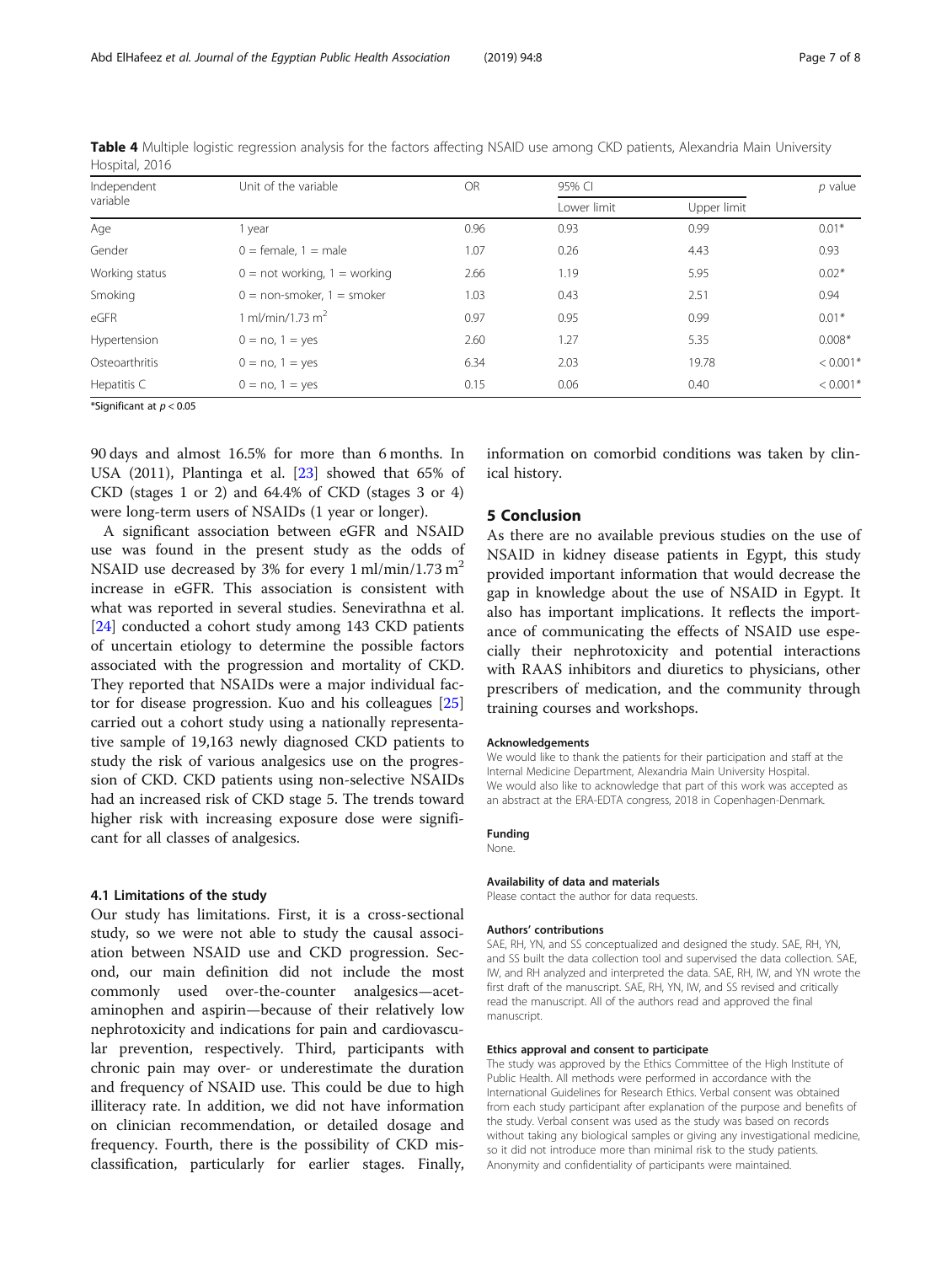**Table 4** Multiple logistic regression analysis for the factors affecting NSAID use among CKD patients, Alexandria Main University Hospital, 2016

| Independent variable | Unit of the variable | OR | 95% CI | | $p$ value |
|---|---|---|---|---|---|
| | | | Lower limit | Upper limit | |
| Age | 1 year | 0.96 | 0.93 | 0.99 | 0.01* |
| Gender | 0 = female, 1 = male | 1.07 | 0.26 | 4.43 | 0.93 |
| Working status | 0 = not working, 1 = working | 2.66 | 1.19 | 5.95 | 0.02* |
| Smoking | 0 = non-smoker, 1 = smoker | 1.03 | 0.43 | 2.51 | 0.94 |
| eGFR | 1 ml/min/1.73 $m^2$ | 0.97 | 0.95 | 0.99 | 0.01* |
| Hypertension | 0 = no, 1 = yes | 2.60 | 1.27 | 5.35 | 0.008* |
| Osteoarthritis | 0 = no, 1 = yes | 6.34 | 2.03 | 19.78 | < 0.001* |
| Hepatitis C | 0 = no, 1 = yes | 0.15 | 0.06 | 0.40 | < 0.001* |

*Significant at $p < 0.05$

90 days and almost 16.5% for more than 6 months. In USA (2011), Plantinga et al. [23] showed that 65% of CKD (stages 1 or 2) and 64.4% of CKD (stages 3 or 4) were long-term users of NSAIDs (1 year or longer).

A significant association between eGFR and NSAID use was found in the present study as the odds of NSAID use decreased by 3% for every 1 ml/min/1.73 $m^2$ increase in eGFR. This association is consistent with what was reported in several studies. Senevirathna et al. [24] conducted a cohort study among 143 CKD patients of uncertain etiology to determine the possible factors associated with the progression and mortality of CKD. They reported that NSAIDs were a major individual factor for disease progression. Kuo and his colleagues [25] carried out a cohort study using a nationally representative sample of 19,163 newly diagnosed CKD patients to study the risk of various analgesics use on the progression of CKD. CKD patients using non-selective NSAIDs had an increased risk of CKD stage 5. The trends toward higher risk with increasing exposure dose were significant for all classes of analgesics.

### 4.1 Limitations of the study

Our study has limitations. First, it is a cross-sectional study, so we were not able to study the causal association between NSAID use and CKD progression. Second, our main definition did not include the most commonly used over-the-counter analgesics—acetaminophen and aspirin—because of their relatively low nephrotoxicity and indications for pain and cardiovascular prevention, respectively. Third, participants with chronic pain may over- or underestimate the duration and frequency of NSAID use. This could be due to high illiteracy rate. In addition, we did not have information on clinician recommendation, or detailed dosage and frequency. Fourth, there is the possibility of CKD misclassification, particularly for earlier stages. Finally, information on comorbid conditions was taken by clinical history.

## 5 Conclusion

As there are no available previous studies on the use of NSAID in kidney disease patients in Egypt, this study provided important information that would decrease the gap in knowledge about the use of NSAID in Egypt. It also has important implications. It reflects the importance of communicating the effects of NSAID use especially their nephrotoxicity and potential interactions with RAAS inhibitors and diuretics to physicians, other prescribers of medication, and the community through training courses and workshops.

#### Acknowledgements

We would like to thank the patients for their participation and staff at the Internal Medicine Department, Alexandria Main University Hospital.
We would also like to acknowledge that part of this work was accepted as an abstract at the ERA-EDTA congress, 2018 in Copenhagen-Denmark.

#### Funding

None.

#### Availability of data and materials

Please contact the author for data requests.

#### Authors' contributions

SAE, RH, YN, and SS conceptualized and designed the study. SAE, RH, YN, and SS built the data collection tool and supervised the data collection. SAE, IW, and RH analyzed and interpreted the data. SAE, RH, IW, and YN wrote the first draft of the manuscript. SAE, RH, YN, IW, and SS revised and critically read the manuscript. All of the authors read and approved the final manuscript.

#### Ethics approval and consent to participate

The study was approved by the Ethics Committee of the High Institute of Public Health. All methods were performed in accordance with the International Guidelines for Research Ethics. Verbal consent was obtained from each study participant after explanation of the purpose and benefits of the study. Verbal consent was used as the study was based on records without taking any biological samples or giving any investigational medicine, so it did not introduce more than minimal risk to the study patients. Anonymity and confidentiality of participants were maintained.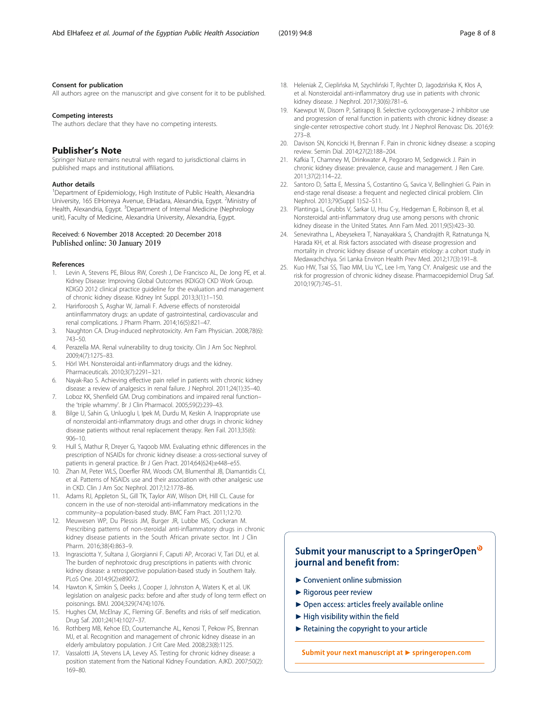#### Consent for publication

All authors agree on the manuscript and give consent for it to be published.

#### Competing interests

The authors declare that they have no competing interests.

## Publisher's Note

Springer Nature remains neutral with regard to jurisdictional claims in published maps and institutional affiliations.

#### Author details

[1]Department of Epidemiology, High Institute of Public Health, Alexandria University, 165 ElHorreya Avenue, ElHadara, Alexandria, Egypt. [2]Ministry of Health, Alexandria, Egypt. [3]Department of Internal Medicine (Nephrology unit), Faculty of Medicine, Alexandria University, Alexandria, Egypt.

Received: 6 November 2018 Accepted: 20 December 2018
Published online: 30 January 2019

#### References

1. Levin A, Stevens PE, Bilous RW, Coresh J, De Francisco AL, De Jong PE, et al. Kidney Disease: Improving Global Outcomes (KDIGO) CKD Work Group. KDIGO 2012 clinical practice guideline for the evaluation and management of chronic kidney disease. Kidney Int Suppl. 2013;3(1):1–150.
2. Harirforoosh S, Asghar W, Jamali F. Adverse effects of nonsteroidal antiinflammatory drugs: an update of gastrointestinal, cardiovascular and renal complications. J Pharm Pharm. 2014;16(5):821–47.
3. Naughton CA. Drug-induced nephrotoxicity. Am Fam Physician. 2008;78(6):743–50.
4. Perazella MA. Renal vulnerability to drug toxicity. Clin J Am Soc Nephrol. 2009;4(7):1275–83.
5. Hörl WH. Nonsteroidal anti-inflammatory drugs and the kidney. Pharmaceuticals. 2010;3(7):2291–321.
6. Nayak-Rao S. Achieving effective pain relief in patients with chronic kidney disease: a review of analgesics in renal failure. J Nephrol. 2011;24(1):35–40.
7. Loboz KK, Shenfield GM. Drug combinations and impaired renal function–the 'triple whammy'. Br J Clin Pharmacol. 2005;59(2):239–43.
8. Bilge U, Sahin G, Unluoglu I, Ipek M, Durdu M, Keskin A. Inappropriate use of nonsteroidal anti-inflammatory drugs and other drugs in chronic kidney disease patients without renal replacement therapy. Ren Fail. 2013;35(6):906–10.
9. Hull S, Mathur R, Dreyer G, Yaqoob MM. Evaluating ethnic differences in the prescription of NSAIDs for chronic kidney disease: a cross-sectional survey of patients in general practice. Br J Gen Pract. 2014;64(624):e448–e55.
10. Zhan M, Peter WLS, Doerfler RM, Woods CM, Blumenthal JB, Diamantidis CJ, et al. Patterns of NSAIDs use and their association with other analgesic use in CKD. Clin J Am Soc Nephrol. 2017;12:1778–86.
11. Adams RJ, Appleton SL, Gill TK, Taylor AW, Wilson DH, Hill CL. Cause for concern in the use of non-steroidal anti-inflammatory medications in the community--a population-based study. BMC Fam Pract. 2011;12:70.
12. Meuwesen WP, Du Plessis JM, Burger JR, Lubbe MS, Cockeran M. Prescribing patterns of non-steroidal anti-inflammatory drugs in chronic kidney disease patients in the South African private sector. Int J Clin Pharm. 2016;38(4):863–9.
13. Ingrasciotta Y, Sultana J, Giorgianni F, Caputi AP, Arcoraci V, Tari DU, et al. The burden of nephrotoxic drug prescriptions in patients with chronic kidney disease: a retrospective population-based study in Southern Italy. PLoS One. 2014;9(2):e89072.
14. Hawton K, Simkin S, Deeks J, Cooper J, Johnston A, Waters K, et al. UK legislation on analgesic packs: before and after study of long term effect on poisonings. BMJ. 2004;329(7474):1076.
15. Hughes CM, McElnay JC, Fleming GF. Benefits and risks of self medication. Drug Saf. 2001;24(14):1027–37.
16. Rothberg MB, Kehoe ED, Courtemanche AL, Kenosi T, Pekow PS, Brennan MJ, et al. Recognition and management of chronic kidney disease in an elderly ambulatory population. J Crit Care Med. 2008;23(8):1125.
17. Vassalotti JA, Stevens LA, Levey AS. Testing for chronic kidney disease: a position statement from the National Kidney Foundation. AJKD. 2007;50(2):169–80.
18. Heleniak Z, Cieplińska M, Szychliński T, Rychter D, Jagodzińska K, Kłos A, et al. Nonsteroidal anti-inflammatory drug use in patients with chronic kidney disease. J Nephrol. 2017;30(6):781–6.
19. Kaewput W, Disorn P, Satirapoj B. Selective cyclooxygenase-2 inhibitor use and progression of renal function in patients with chronic kidney disease: a single-center retrospective cohort study. Int J Nephrol Renovasc Dis. 2016;9:273–8.
20. Davison SN, Koncicki H, Brennan F. Pain in chronic kidney disease: a scoping review. Semin Dial. 2014;27(2):188–204.
21. Kafkia T, Chamney M, Drinkwater A, Pegoraro M, Sedgewick J. Pain in chronic kidney disease: prevalence, cause and management. J Ren Care. 2011;37(2):114–22.
22. Santoro D, Satta E, Messina S, Costantino G, Savica V, Bellinghieri G. Pain in end-stage renal disease: a frequent and neglected clinical problem. Clin Nephrol. 2013;79(Suppl 1):S2–S11.
23. Plantinga L, Grubbs V, Sarkar U, Hsu C-y, Hedgeman E, Robinson B, et al. Nonsteroidal anti-inflammatory drug use among persons with chronic kidney disease in the United States. Ann Fam Med. 2011;9(5):423–30.
24. Senevirathna L, Abeysekera T, Nanayakkara S, Chandrajith R, Ratnatunga N, Harada KH, et al. Risk factors associated with disease progression and mortality in chronic kidney disease of uncertain etiology: a cohort study in Medawachchiya. Sri Lanka Environ Health Prev Med. 2012;17(3):191–8.
25. Kuo HW, Tsai SS, Tiao MM, Liu YC, Lee I-m, Yang CY. Analgesic use and the risk for progression of chronic kidney disease. Pharmacoepidemiol Drug Saf. 2010;19(7):745–51.

**Submit your manuscript to a SpringerOpen journal and benefit from:**

- Convenient online submission
- Rigorous peer review
- Open access: articles freely available online
- High visibility within the field
- Retaining the copyright to your article

Submit your next manuscript at ▶ springeropen.com